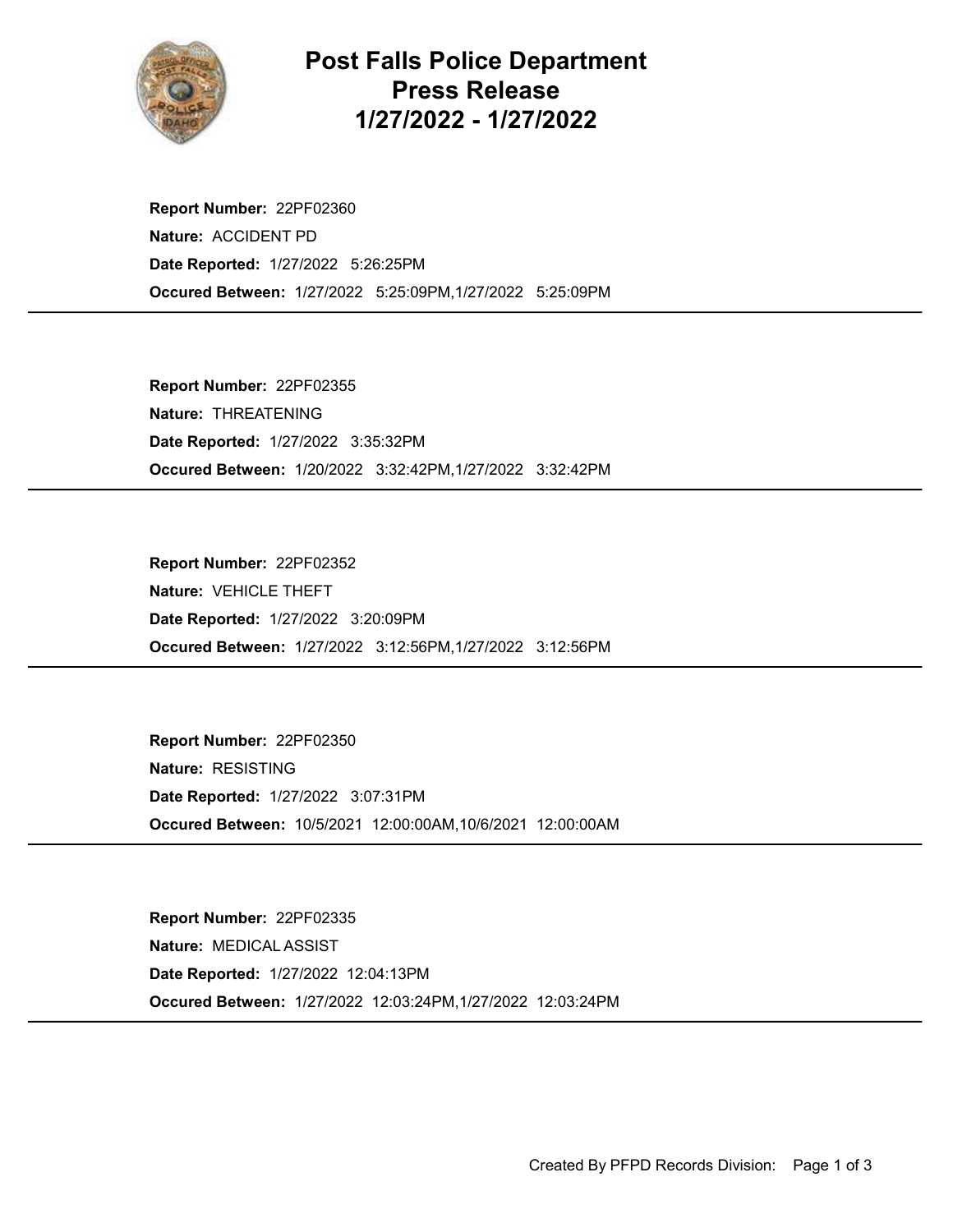# Post Falls Police Department Press Release 1/27/2022 - 1/27/2022

**Report Number:** 22PF02360
**Nature:** ACCIDENT PD
**Date Reported:** 1/27/2022 5:26:25PM
**Occured Between:** 1/27/2022 5:25:09PM,1/27/2022 5:25:09PM

---

**Report Number:** 22PF02355
**Nature:** THREATENING
**Date Reported:** 1/27/2022 3:35:32PM
**Occured Between:** 1/20/2022 3:32:42PM,1/27/2022 3:32:42PM

---

**Report Number:** 22PF02352
**Nature:** VEHICLE THEFT
**Date Reported:** 1/27/2022 3:20:09PM
**Occured Between:** 1/27/2022 3:12:56PM,1/27/2022 3:12:56PM

---

**Report Number:** 22PF02350
**Nature:** RESISTING
**Date Reported:** 1/27/2022 3:07:31PM
**Occured Between:** 10/5/2021 12:00:00AM,10/6/2021 12:00:00AM

---

**Report Number:** 22PF02335
**Nature:** MEDICAL ASSIST
**Date Reported:** 1/27/2022 12:04:13PM
**Occured Between:** 1/27/2022 12:03:24PM,1/27/2022 12:03:24PM

---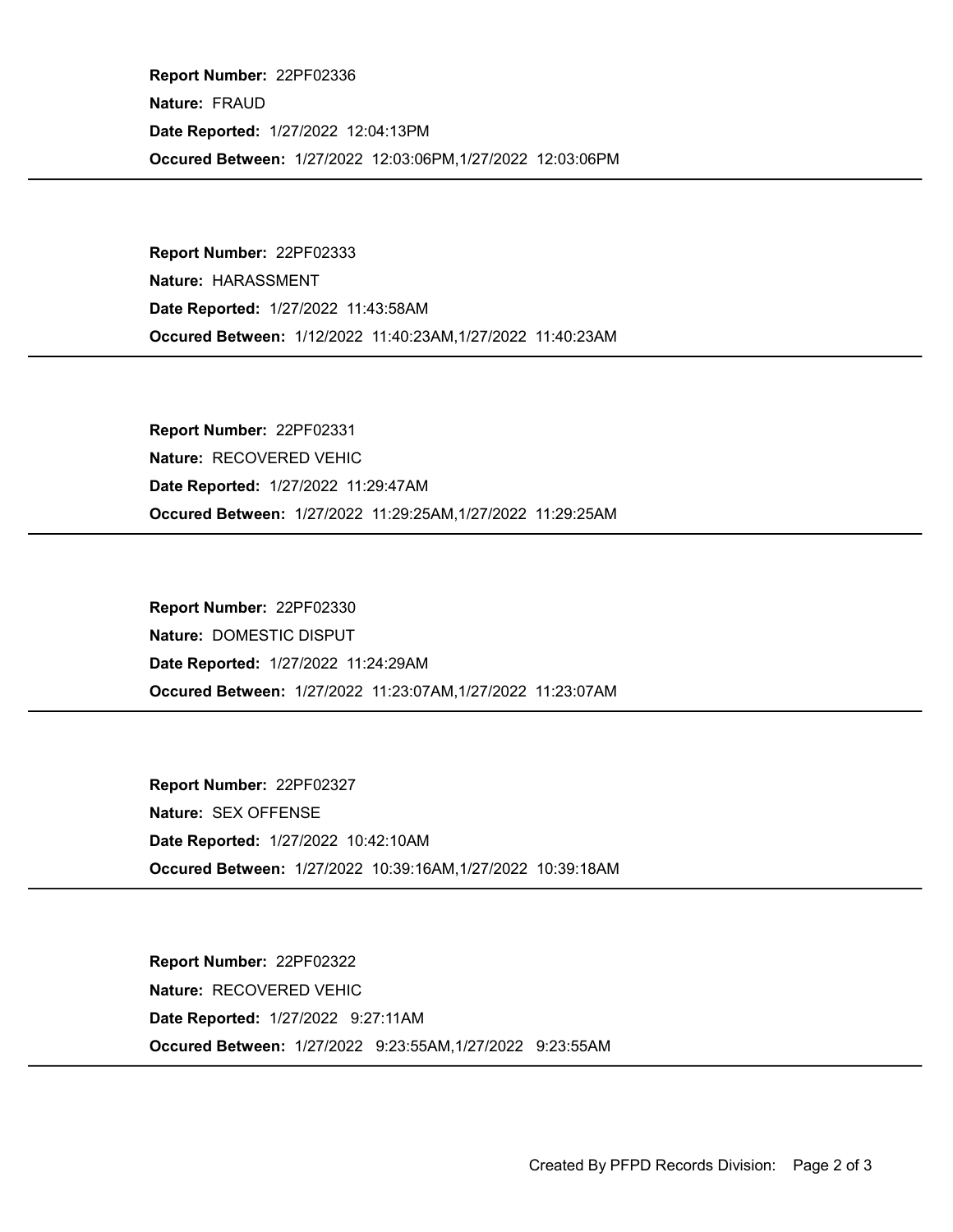**Report Number:** 22PF02336
**Nature:** FRAUD
**Date Reported:** 1/27/2022 12:04:13PM
**Occured Between:** 1/27/2022 12:03:06PM,1/27/2022 12:03:06PM

---

**Report Number:** 22PF02333
**Nature:** HARASSMENT
**Date Reported:** 1/27/2022 11:43:58AM
**Occured Between:** 1/12/2022 11:40:23AM,1/27/2022 11:40:23AM

---

**Report Number:** 22PF02331
**Nature:** RECOVERED VEHIC
**Date Reported:** 1/27/2022 11:29:47AM
**Occured Between:** 1/27/2022 11:29:25AM,1/27/2022 11:29:25AM

---

**Report Number:** 22PF02330
**Nature:** DOMESTIC DISPUT
**Date Reported:** 1/27/2022 11:24:29AM
**Occured Between:** 1/27/2022 11:23:07AM,1/27/2022 11:23:07AM

---

**Report Number:** 22PF02327
**Nature:** SEX OFFENSE
**Date Reported:** 1/27/2022 10:42:10AM
**Occured Between:** 1/27/2022 10:39:16AM,1/27/2022 10:39:18AM

---

**Report Number:** 22PF02322
**Nature:** RECOVERED VEHIC
**Date Reported:** 1/27/2022 9:27:11AM
**Occured Between:** 1/27/2022 9:23:55AM,1/27/2022 9:23:55AM

---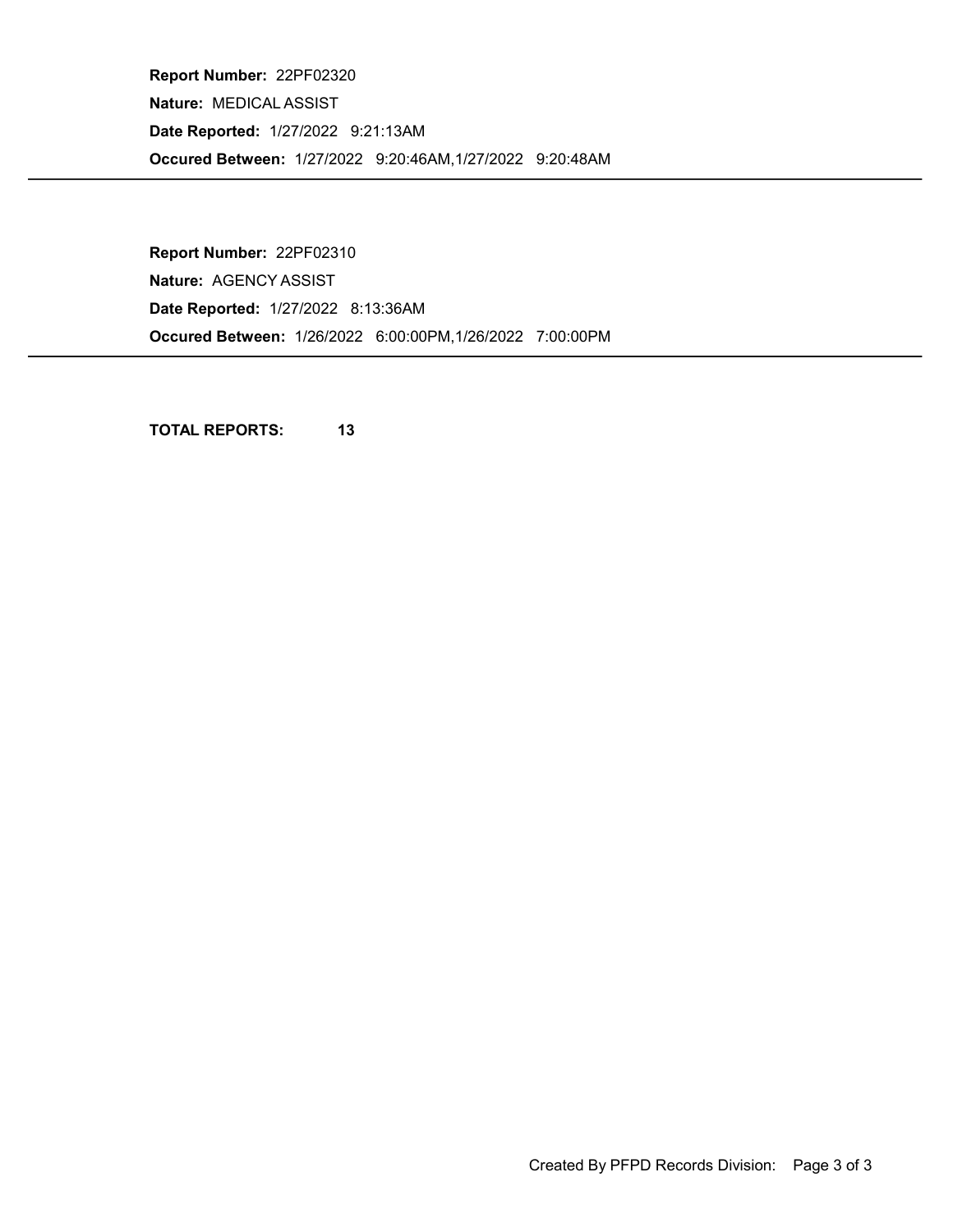**Report Number:** 22PF02320

**Nature:** MEDICAL ASSIST

**Date Reported:** 1/27/2022 9:21:13AM

**Occured Between:** 1/27/2022 9:20:46AM,1/27/2022 9:20:48AM

---

**Report Number:** 22PF02310

**Nature:** AGENCY ASSIST

**Date Reported:** 1/27/2022 8:13:36AM

**Occured Between:** 1/26/2022 6:00:00PM,1/26/2022 7:00:00PM

---

**TOTAL REPORTS:** **13**